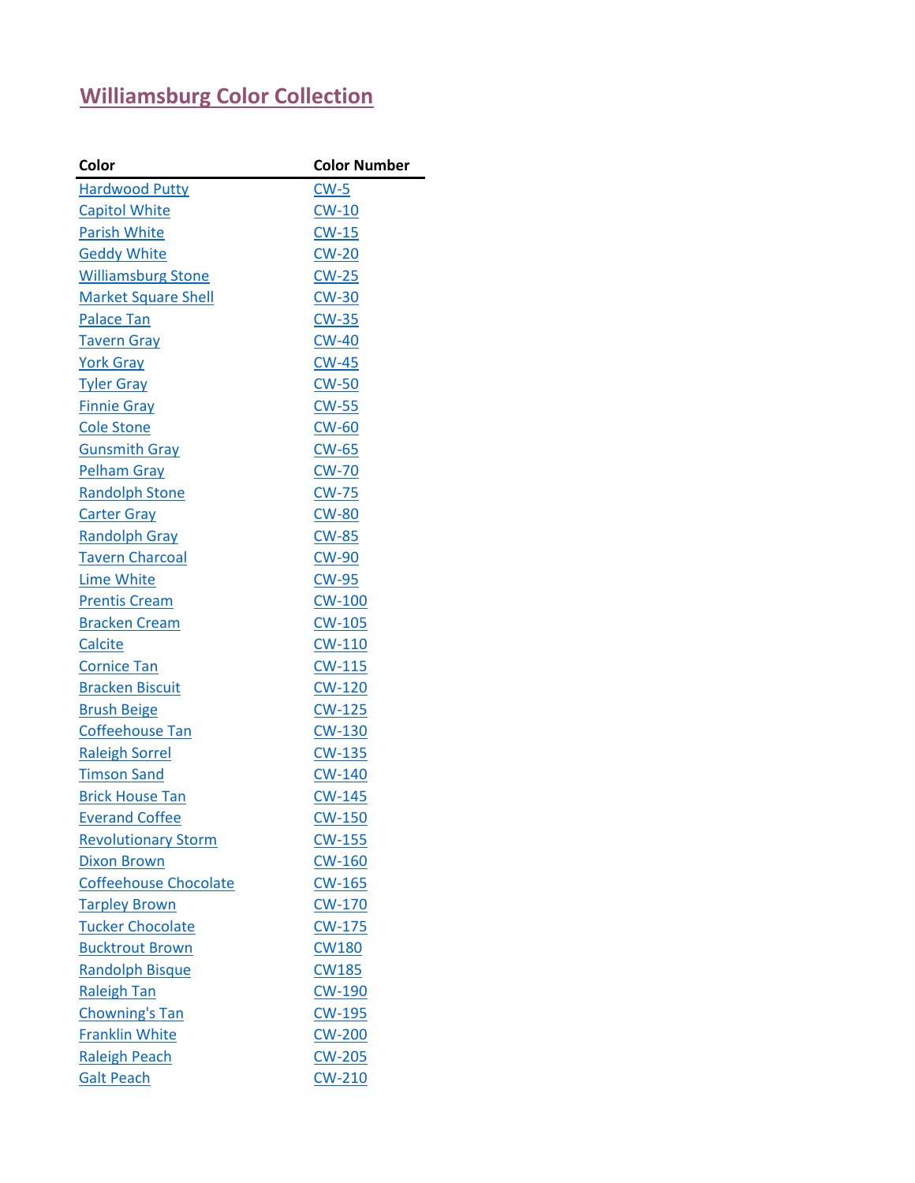# Williamsburg Color Collection

| Color | Color Number |
|---|---|
| Hardwood Putty | CW-5 |
| Capitol White | CW-10 |
| Parish White | CW-15 |
| Geddy White | CW-20 |
| Williamsburg Stone | CW-25 |
| Market Square Shell | CW-30 |
| Palace Tan | CW-35 |
| Tavern Gray | CW-40 |
| York Gray | CW-45 |
| Tyler Gray | CW-50 |
| Finnie Gray | CW-55 |
| Cole Stone | CW-60 |
| Gunsmith Gray | CW-65 |
| Pelham Gray | CW-70 |
| Randolph Stone | CW-75 |
| Carter Gray | CW-80 |
| Randolph Gray | CW-85 |
| Tavern Charcoal | CW-90 |
| Lime White | CW-95 |
| Prentis Cream | CW-100 |
| Bracken Cream | CW-105 |
| Calcite | CW-110 |
| Cornice Tan | CW-115 |
| Bracken Biscuit | CW-120 |
| Brush Beige | CW-125 |
| Coffeehouse Tan | CW-130 |
| Raleigh Sorrel | CW-135 |
| Timson Sand | CW-140 |
| Brick House Tan | CW-145 |
| Everand Coffee | CW-150 |
| Revolutionary Storm | CW-155 |
| Dixon Brown | CW-160 |
| Coffeehouse Chocolate | CW-165 |
| Tarpley Brown | CW-170 |
| Tucker Chocolate | CW-175 |
| Bucktrout Brown | CW180 |
| Randolph Bisque | CW185 |
| Raleigh Tan | CW-190 |
| Chowning's Tan | CW-195 |
| Franklin White | CW-200 |
| Raleigh Peach | CW-205 |
| Galt Peach | CW-210 |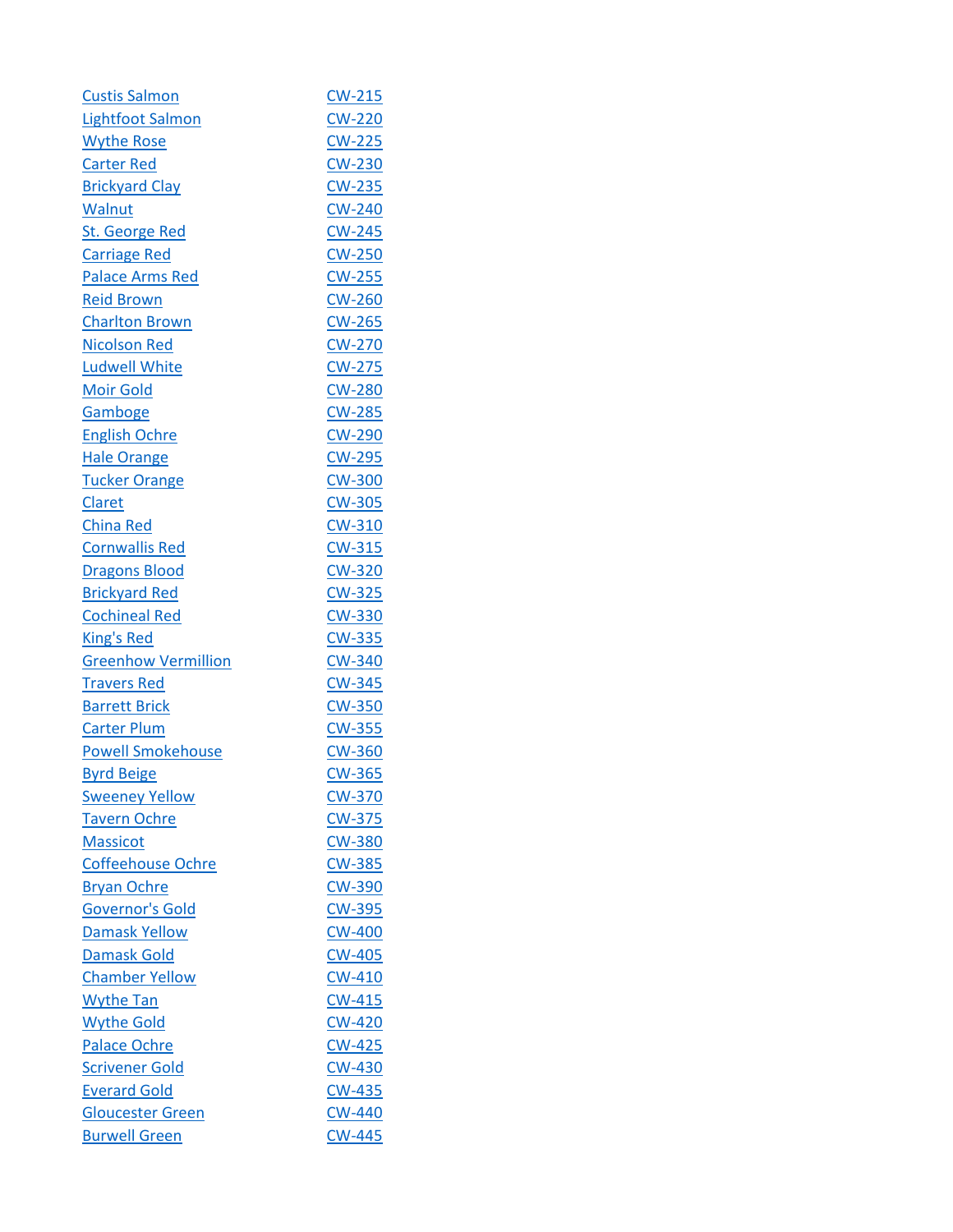| | |
|---|---|
| Custis Salmon | CW-215 |
| Lightfoot Salmon | CW-220 |
| Wythe Rose | CW-225 |
| Carter Red | CW-230 |
| Brickyard Clay | CW-235 |
| Walnut | CW-240 |
| St. George Red | CW-245 |
| Carriage Red | CW-250 |
| Palace Arms Red | CW-255 |
| Reid Brown | CW-260 |
| Charlton Brown | CW-265 |
| Nicolson Red | CW-270 |
| Ludwell White | CW-275 |
| Moir Gold | CW-280 |
| Gamboge | CW-285 |
| English Ochre | CW-290 |
| Hale Orange | CW-295 |
| Tucker Orange | CW-300 |
| Claret | CW-305 |
| China Red | CW-310 |
| Cornwallis Red | CW-315 |
| Dragons Blood | CW-320 |
| Brickyard Red | CW-325 |
| Cochineal Red | CW-330 |
| King's Red | CW-335 |
| Greenhow Vermillion | CW-340 |
| Travers Red | CW-345 |
| Barrett Brick | CW-350 |
| Carter Plum | CW-355 |
| Powell Smokehouse | CW-360 |
| Byrd Beige | CW-365 |
| Sweeney Yellow | CW-370 |
| Tavern Ochre | CW-375 |
| Massicot | CW-380 |
| Coffeehouse Ochre | CW-385 |
| Bryan Ochre | CW-390 |
| Governor's Gold | CW-395 |
| Damask Yellow | CW-400 |
| Damask Gold | CW-405 |
| Chamber Yellow | CW-410 |
| Wythe Tan | CW-415 |
| Wythe Gold | CW-420 |
| Palace Ochre | CW-425 |
| Scrivener Gold | CW-430 |
| Everard Gold | CW-435 |
| Gloucester Green | CW-440 |
| Burwell Green | CW-445 |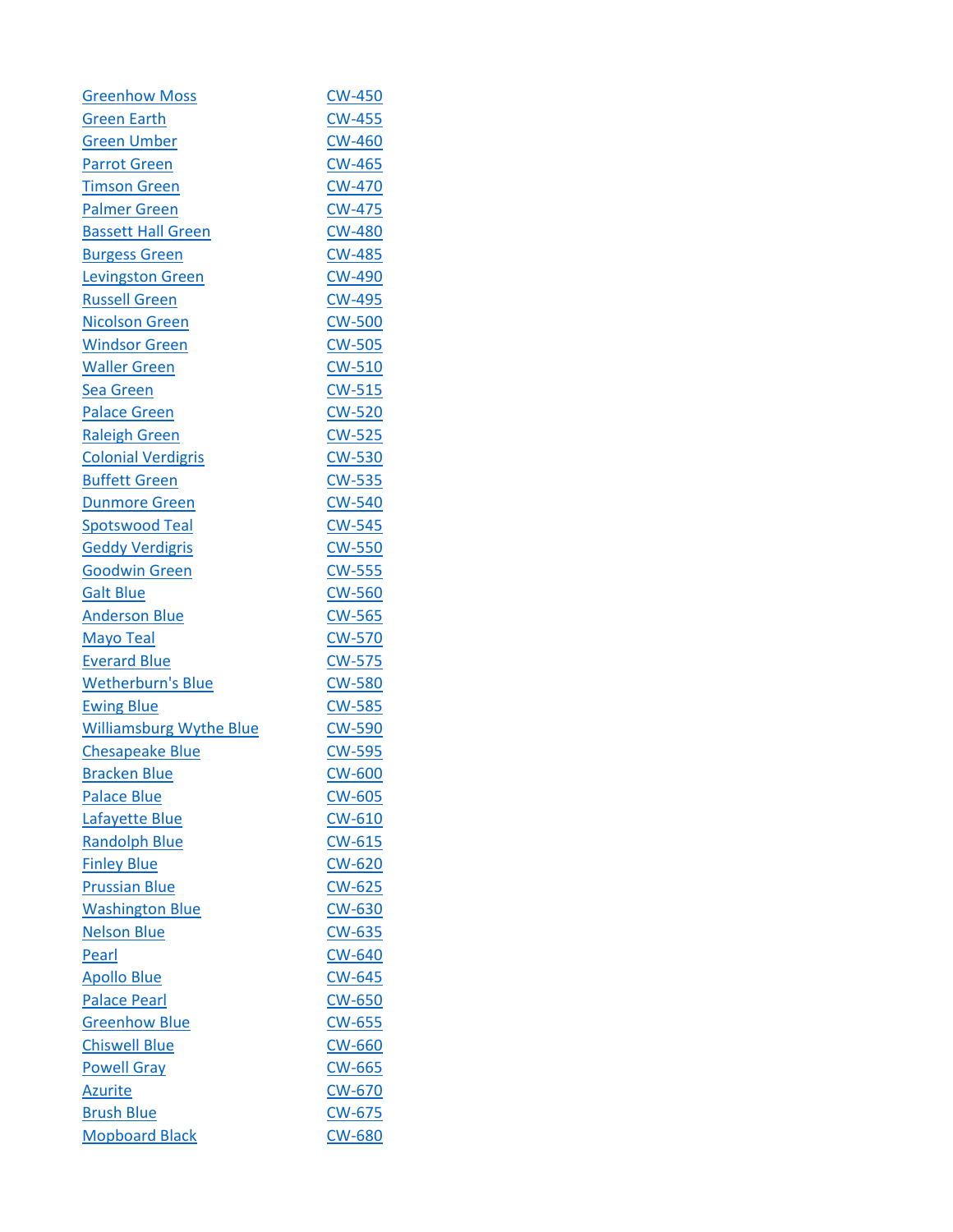| | |
|---|---|
| Greenhow Moss | CW-450 |
| Green Earth | CW-455 |
| Green Umber | CW-460 |
| Parrot Green | CW-465 |
| Timson Green | CW-470 |
| Palmer Green | CW-475 |
| Bassett Hall Green | CW-480 |
| Burgess Green | CW-485 |
| Levingston Green | CW-490 |
| Russell Green | CW-495 |
| Nicolson Green | CW-500 |
| Windsor Green | CW-505 |
| Waller Green | CW-510 |
| Sea Green | CW-515 |
| Palace Green | CW-520 |
| Raleigh Green | CW-525 |
| Colonial Verdigris | CW-530 |
| Buffett Green | CW-535 |
| Dunmore Green | CW-540 |
| Spotswood Teal | CW-545 |
| Geddy Verdigris | CW-550 |
| Goodwin Green | CW-555 |
| Galt Blue | CW-560 |
| Anderson Blue | CW-565 |
| Mayo Teal | CW-570 |
| Everard Blue | CW-575 |
| Wetherburn's Blue | CW-580 |
| Ewing Blue | CW-585 |
| Williamsburg Wythe Blue | CW-590 |
| Chesapeake Blue | CW-595 |
| Bracken Blue | CW-600 |
| Palace Blue | CW-605 |
| Lafayette Blue | CW-610 |
| Randolph Blue | CW-615 |
| Finley Blue | CW-620 |
| Prussian Blue | CW-625 |
| Washington Blue | CW-630 |
| Nelson Blue | CW-635 |
| Pearl | CW-640 |
| Apollo Blue | CW-645 |
| Palace Pearl | CW-650 |
| Greenhow Blue | CW-655 |
| Chiswell Blue | CW-660 |
| Powell Gray | CW-665 |
| Azurite | CW-670 |
| Brush Blue | CW-675 |
| Mopboard Black | CW-680 |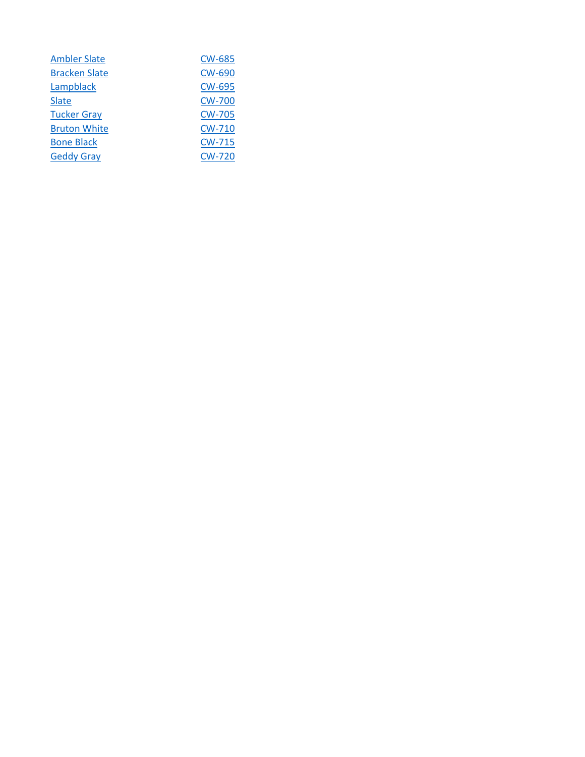| | |
|---|---|
| Ambler Slate | CW-685 |
| Bracken Slate | CW-690 |
| Lampblack | CW-695 |
| Slate | CW-700 |
| Tucker Gray | CW-705 |
| Bruton White | CW-710 |
| Bone Black | CW-715 |
| Geddy Gray | CW-720 |